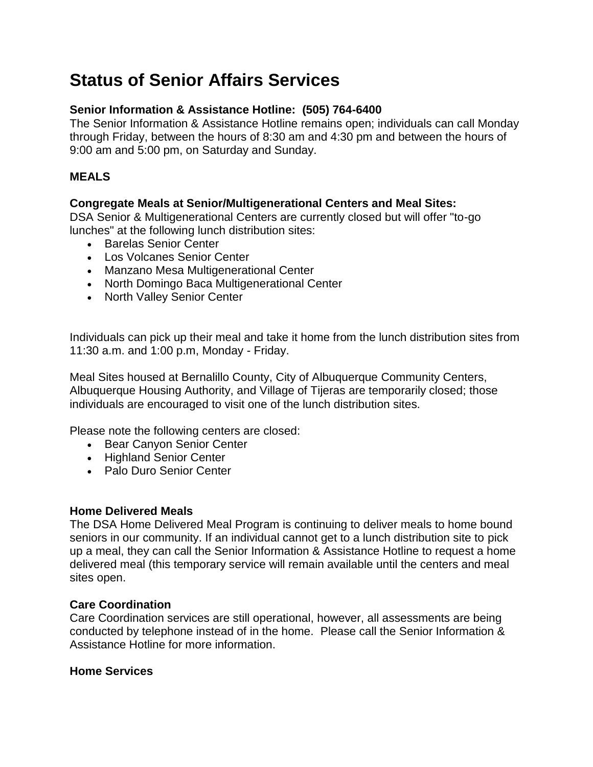# Status of Senior Affairs Services

**Senior Information & Assistance Hotline: (505) 764-6400**

The Senior Information & Assistance Hotline remains open; individuals can call Monday through Friday, between the hours of 8:30 am and 4:30 pm and between the hours of 9:00 am and 5:00 pm, on Saturday and Sunday.

## MEALS

**Congregate Meals at Senior/Multigenerational Centers and Meal Sites:**

DSA Senior & Multigenerational Centers are currently closed but will offer "to-go lunches" at the following lunch distribution sites:

- Barelas Senior Center
- Los Volcanes Senior Center
- Manzano Mesa Multigenerational Center
- North Domingo Baca Multigenerational Center
- North Valley Senior Center

Individuals can pick up their meal and take it home from the lunch distribution sites from 11:30 a.m. and 1:00 p.m, Monday - Friday.

Meal Sites housed at Bernalillo County, City of Albuquerque Community Centers, Albuquerque Housing Authority, and Village of Tijeras are temporarily closed; those individuals are encouraged to visit one of the lunch distribution sites.

Please note the following centers are closed:

- Bear Canyon Senior Center
- Highland Senior Center
- Palo Duro Senior Center

**Home Delivered Meals**

The DSA Home Delivered Meal Program is continuing to deliver meals to home bound seniors in our community. If an individual cannot get to a lunch distribution site to pick up a meal, they can call the Senior Information & Assistance Hotline to request a home delivered meal (this temporary service will remain available until the centers and meal sites open.

**Care Coordination**

Care Coordination services are still operational, however, all assessments are being conducted by telephone instead of in the home. Please call the Senior Information & Assistance Hotline for more information.

**Home Services**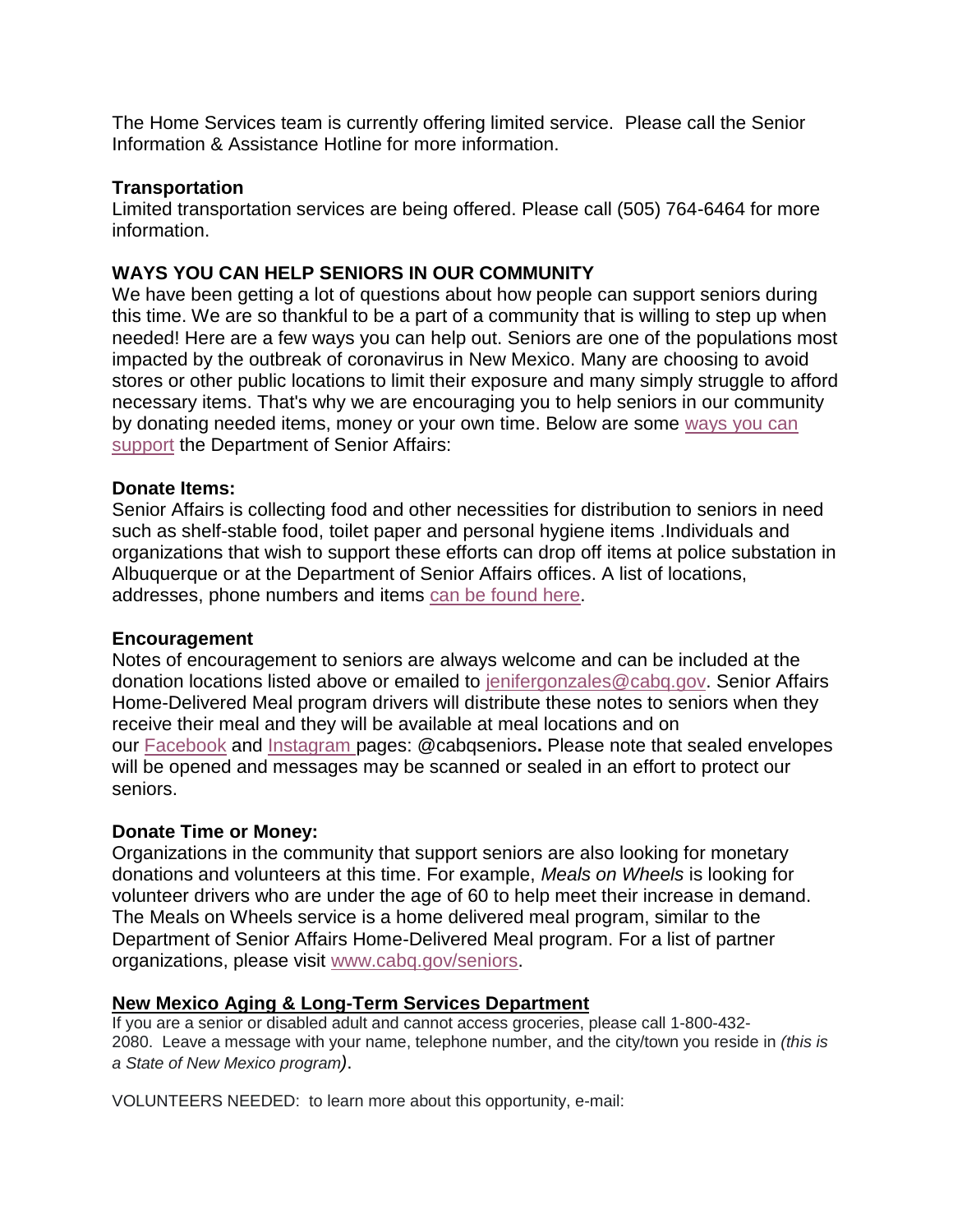The Home Services team is currently offering limited service. Please call the Senior Information & Assistance Hotline for more information.

**Transportation**
Limited transportation services are being offered. Please call (505) 764-6464 for more information.

**WAYS YOU CAN HELP SENIORS IN OUR COMMUNITY**
We have been getting a lot of questions about how people can support seniors during this time. We are so thankful to be a part of a community that is willing to step up when needed! Here are a few ways you can help out. Seniors are one of the populations most impacted by the outbreak of coronavirus in New Mexico. Many are choosing to avoid stores or other public locations to limit their exposure and many simply struggle to afford necessary items. That's why we are encouraging you to help seniors in our community by donating needed items, money or your own time. Below are some ways you can support the Department of Senior Affairs:

**Donate Items:**
Senior Affairs is collecting food and other necessities for distribution to seniors in need such as shelf-stable food, toilet paper and personal hygiene items .Individuals and organizations that wish to support these efforts can drop off items at police substation in Albuquerque or at the Department of Senior Affairs offices. A list of locations, addresses, phone numbers and items can be found here.

**Encouragement**
Notes of encouragement to seniors are always welcome and can be included at the donation locations listed above or emailed to jenifergonzales@cabq.gov. Senior Affairs Home-Delivered Meal program drivers will distribute these notes to seniors when they receive their meal and they will be available at meal locations and on our Facebook and Instagram pages: @cabqseniors**.** Please note that sealed envelopes will be opened and messages may be scanned or sealed in an effort to protect our seniors.

**Donate Time or Money:**
Organizations in the community that support seniors are also looking for monetary donations and volunteers at this time. For example, *Meals on Wheels* is looking for volunteer drivers who are under the age of 60 to help meet their increase in demand. The Meals on Wheels service is a home delivered meal program, similar to the Department of Senior Affairs Home-Delivered Meal program. For a list of partner organizations, please visit www.cabq.gov/seniors.

**New Mexico Aging & Long-Term Services Department**
If you are a senior or disabled adult and cannot access groceries, please call 1-800-432-2080. Leave a message with your name, telephone number, and the city/town you reside in *(this is a State of New Mexico program)*.

VOLUNTEERS NEEDED: to learn more about this opportunity, e-mail: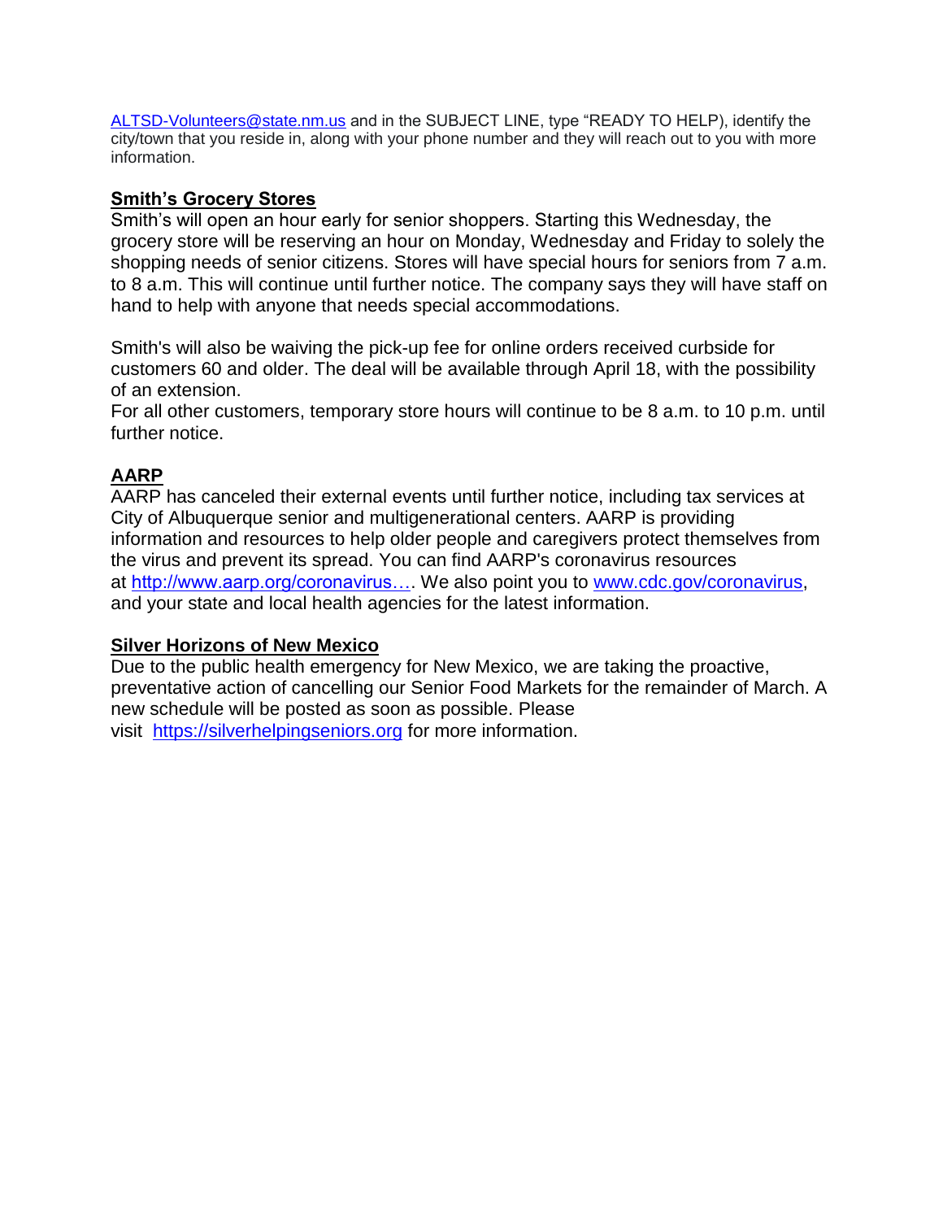ALTSD-Volunteers@state.nm.us and in the SUBJECT LINE, type "READY TO HELP), identify the city/town that you reside in, along with your phone number and they will reach out to you with more information.

**Smith's Grocery Stores**

Smith's will open an hour early for senior shoppers. Starting this Wednesday, the grocery store will be reserving an hour on Monday, Wednesday and Friday to solely the shopping needs of senior citizens. Stores will have special hours for seniors from 7 a.m. to 8 a.m. This will continue until further notice. The company says they will have staff on hand to help with anyone that needs special accommodations.

Smith's will also be waiving the pick-up fee for online orders received curbside for customers 60 and older. The deal will be available through April 18, with the possibility of an extension.
For all other customers, temporary store hours will continue to be 8 a.m. to 10 p.m. until further notice.

**AARP**

AARP has canceled their external events until further notice, including tax services at City of Albuquerque senior and multigenerational centers. AARP is providing information and resources to help older people and caregivers protect themselves from the virus and prevent its spread. You can find AARP's coronavirus resources at http://www.aarp.org/coronavirus…. We also point you to www.cdc.gov/coronavirus, and your state and local health agencies for the latest information.

**Silver Horizons of New Mexico**

Due to the public health emergency for New Mexico, we are taking the proactive, preventative action of cancelling our Senior Food Markets for the remainder of March. A new schedule will be posted as soon as possible. Please visit https://silverhelpingseniors.org for more information.